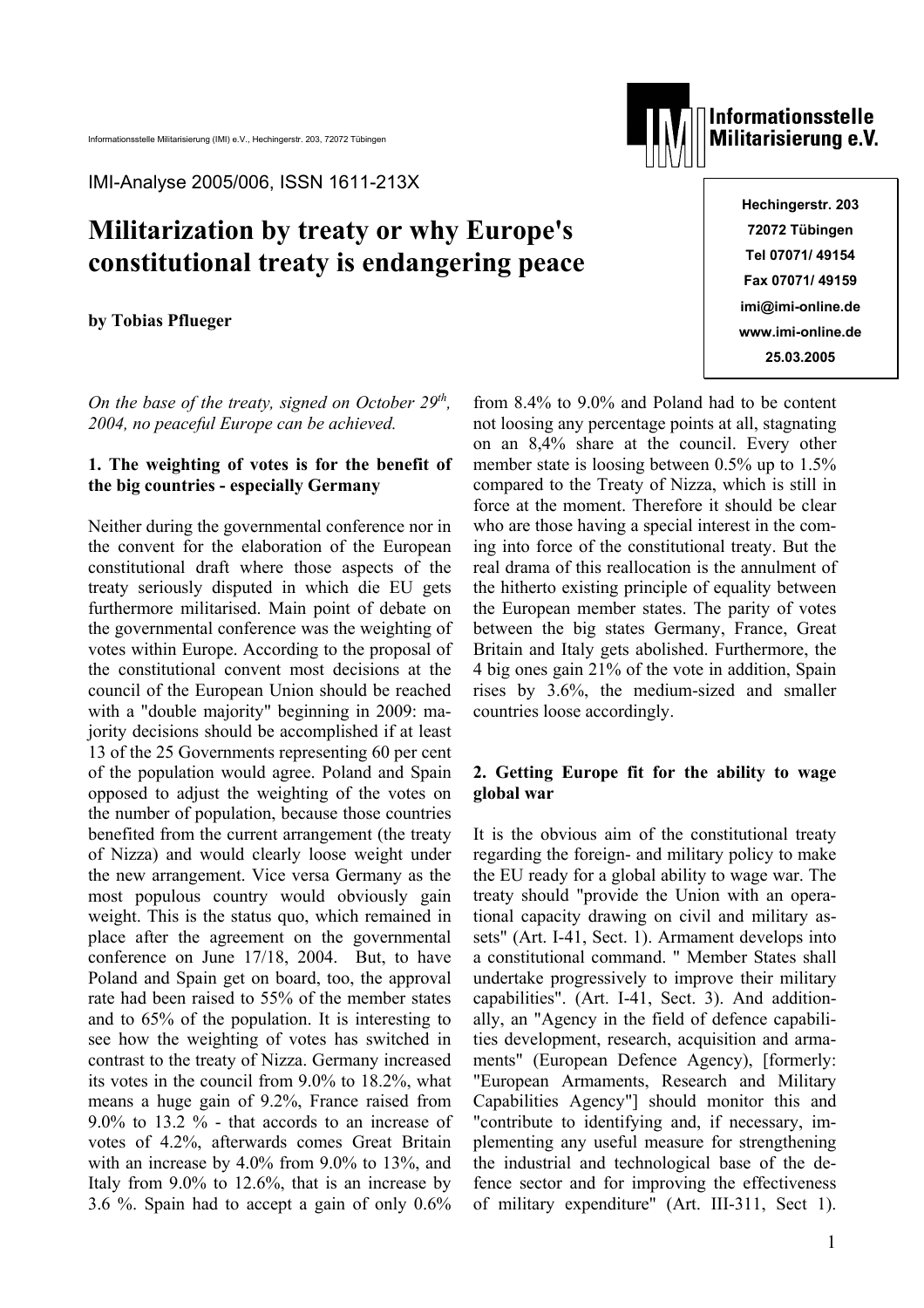Informationsstelle Militarisierung (IMI) e.V., Hechingerstr. 203, 72072 Tübingen

IMI-Analyse 2005/006, ISSN 1611-213X

Informationsstelle Militarisierung e.V.

Hechingerstr. 203
72072 Tübingen
Tel 07071/ 49154
Fax 07071/ 49159
imi@imi-online.de
www.imi-online.de
25.03.2005

# Militarization by treaty or why Europe's constitutional treaty is endangering peace

**by Tobias Pflueger**

*On the base of the treaty, signed on October 29th, 2004, no peaceful Europe can be achieved.*

## 1. The weighting of votes is for the benefit of the big countries - especially Germany

Neither during the governmental conference nor in the convent for the elaboration of the European constitutional draft where those aspects of the treaty seriously disputed in which die EU gets furthermore militarised. Main point of debate on the governmental conference was the weighting of votes within Europe. According to the proposal of the constitutional convent most decisions at the council of the European Union should be reached with a "double majority" beginning in 2009: majority decisions should be accomplished if at least 13 of the 25 Governments representing 60 per cent of the population would agree. Poland and Spain opposed to adjust the weighting of the votes on the number of population, because those countries benefited from the current arrangement (the treaty of Nizza) and would clearly loose weight under the new arrangement. Vice versa Germany as the most populous country would obviously gain weight. This is the status quo, which remained in place after the agreement on the governmental conference on June 17/18, 2004. But, to have Poland and Spain get on board, too, the approval rate had been raised to 55% of the member states and to 65% of the population. It is interesting to see how the weighting of votes has switched in contrast to the treaty of Nizza. Germany increased its votes in the council from 9.0% to 18.2%, what means a huge gain of 9.2%, France raised from 9.0% to 13.2 % - that accords to an increase of votes of 4.2%, afterwards comes Great Britain with an increase by 4.0% from 9.0% to 13%, and Italy from 9.0% to 12.6%, that is an increase by 3.6 %. Spain had to accept a gain of only 0.6% from 8.4% to 9.0% and Poland had to be content not loosing any percentage points at all, stagnating on an 8,4% share at the council. Every other member state is loosing between 0.5% up to 1.5% compared to the Treaty of Nizza, which is still in force at the moment. Therefore it should be clear who are those having a special interest in the coming into force of the constitutional treaty. But the real drama of this reallocation is the annulment of the hitherto existing principle of equality between the European member states. The parity of votes between the big states Germany, France, Great Britain and Italy gets abolished. Furthermore, the 4 big ones gain 21% of the vote in addition, Spain rises by 3.6%, the medium-sized and smaller countries loose accordingly.

## 2. Getting Europe fit for the ability to wage global war

It is the obvious aim of the constitutional treaty regarding the foreign- and military policy to make the EU ready for a global ability to wage war. The treaty should "provide the Union with an operational capacity drawing on civil and military assets" (Art. I-41, Sect. 1). Armament develops into a constitutional command. " Member States shall undertake progressively to improve their military capabilities". (Art. I-41, Sect. 3). And additionally, an "Agency in the field of defence capabilities development, research, acquisition and armaments" (European Defence Agency), [formerly: "European Armaments, Research and Military Capabilities Agency"] should monitor this and "contribute to identifying and, if necessary, implementing any useful measure for strengthening the industrial and technological base of the defence sector and for improving the effectiveness of military expenditure" (Art. III-311, Sect 1).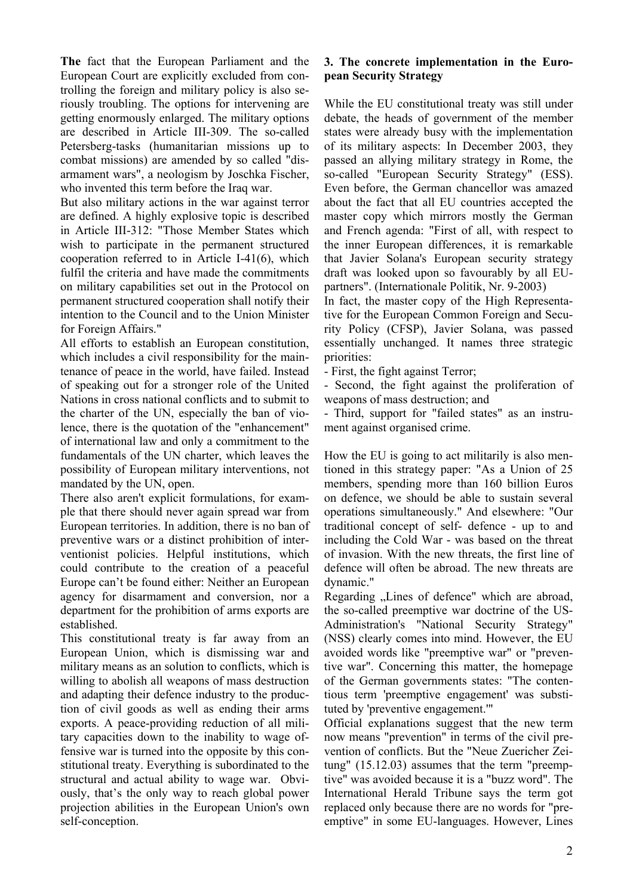**The** fact that the European Parliament and the European Court are explicitly excluded from controlling the foreign and military policy is also seriously troubling. The options for intervening are getting enormously enlarged. The military options are described in Article III-309. The so-called Petersberg-tasks (humanitarian missions up to combat missions) are amended by so called "disarmament wars", a neologism by Joschka Fischer, who invented this term before the Iraq war.

But also military actions in the war against terror are defined. A highly explosive topic is described in Article III-312: "Those Member States which wish to participate in the permanent structured cooperation referred to in Article I-41(6), which fulfil the criteria and have made the commitments on military capabilities set out in the Protocol on permanent structured cooperation shall notify their intention to the Council and to the Union Minister for Foreign Affairs."

All efforts to establish an European constitution, which includes a civil responsibility for the maintenance of peace in the world, have failed. Instead of speaking out for a stronger role of the United Nations in cross national conflicts and to submit to the charter of the UN, especially the ban of violence, there is the quotation of the "enhancement" of international law and only a commitment to the fundamentals of the UN charter, which leaves the possibility of European military interventions, not mandated by the UN, open.

There also aren't explicit formulations, for example that there should never again spread war from European territories. In addition, there is no ban of preventive wars or a distinct prohibition of interventionist policies. Helpful institutions, which could contribute to the creation of a peaceful Europe can't be found either: Neither an European agency for disarmament and conversion, nor a department for the prohibition of arms exports are established.

This constitutional treaty is far away from an European Union, which is dismissing war and military means as an solution to conflicts, which is willing to abolish all weapons of mass destruction and adapting their defence industry to the production of civil goods as well as ending their arms exports. A peace-providing reduction of all military capacities down to the inability to wage offensive war is turned into the opposite by this constitutional treaty. Everything is subordinated to the structural and actual ability to wage war. Obviously, that's the only way to reach global power projection abilities in the European Union's own self-conception.

### 3. The concrete implementation in the European Security Strategy

While the EU constitutional treaty was still under debate, the heads of government of the member states were already busy with the implementation of its military aspects: In December 2003, they passed an allying military strategy in Rome, the so-called "European Security Strategy" (ESS). Even before, the German chancellor was amazed about the fact that all EU countries accepted the master copy which mirrors mostly the German and French agenda: "First of all, with respect to the inner European differences, it is remarkable that Javier Solana's European security strategy draft was looked upon so favourably by all EU-partners". (Internationale Politik, Nr. 9-2003)

In fact, the master copy of the High Representative for the European Common Foreign and Security Policy (CFSP), Javier Solana, was passed essentially unchanged. It names three strategic priorities:

- First, the fight against Terror;
- Second, the fight against the proliferation of weapons of mass destruction; and
- Third, support for "failed states" as an instrument against organised crime.

How the EU is going to act militarily is also mentioned in this strategy paper: "As a Union of 25 members, spending more than 160 billion Euros on defence, we should be able to sustain several operations simultaneously." And elsewhere: "Our traditional concept of self- defence - up to and including the Cold War - was based on the threat of invasion. With the new threats, the first line of defence will often be abroad. The new threats are dynamic."

Regarding „Lines of defence" which are abroad, the so-called preemptive war doctrine of the US-Administration's "National Security Strategy" (NSS) clearly comes into mind. However, the EU avoided words like "preemptive war" or "preventive war". Concerning this matter, the homepage of the German governments states: "The contentious term 'preemptive engagement' was substituted by 'preventive engagement.'"

Official explanations suggest that the new term now means "prevention" in terms of the civil prevention of conflicts. But the "Neue Zuericher Zeitung" (15.12.03) assumes that the term "preemptive" was avoided because it is a "buzz word". The International Herald Tribune says the term got replaced only because there are no words for "preemptive" in some EU-languages. However, Lines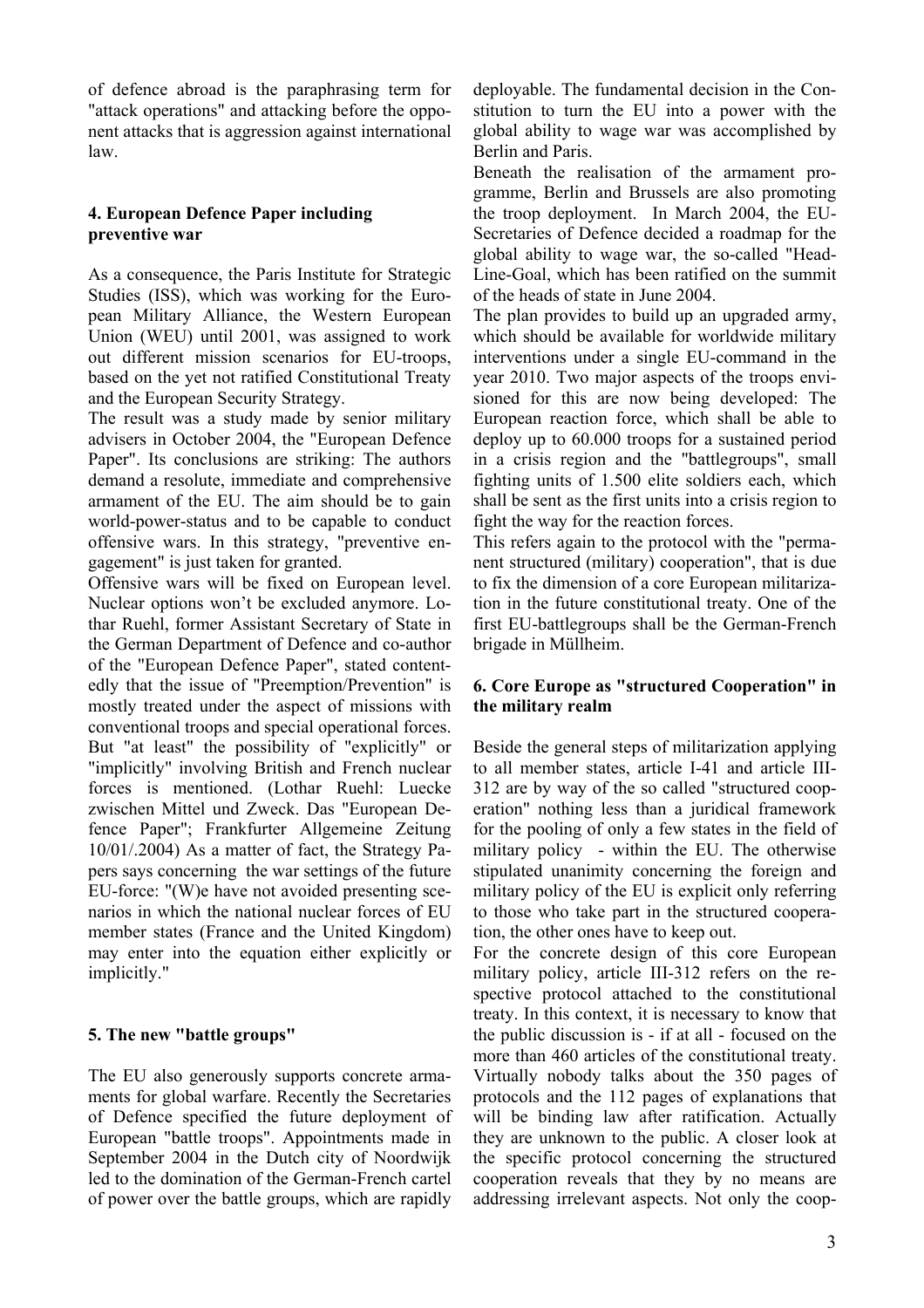of defence abroad is the paraphrasing term for "attack operations" and attacking before the opponent attacks that is aggression against international law.

#### 4. European Defence Paper including preventive war

As a consequence, the Paris Institute for Strategic Studies (ISS), which was working for the European Military Alliance, the Western European Union (WEU) until 2001, was assigned to work out different mission scenarios for EU-troops, based on the yet not ratified Constitutional Treaty and the European Security Strategy.

The result was a study made by senior military advisers in October 2004, the "European Defence Paper". Its conclusions are striking: The authors demand a resolute, immediate and comprehensive armament of the EU. The aim should be to gain world-power-status and to be capable to conduct offensive wars. In this strategy, "preventive engagement" is just taken for granted.

Offensive wars will be fixed on European level. Nuclear options won't be excluded anymore. Lothar Ruehl, former Assistant Secretary of State in the German Department of Defence and co-author of the "European Defence Paper", stated contentedly that the issue of "Preemption/Prevention" is mostly treated under the aspect of missions with conventional troops and special operational forces. But "at least" the possibility of "explicitly" or "implicitly" involving British and French nuclear forces is mentioned. (Lothar Ruehl: Luecke zwischen Mittel und Zweck. Das "European Defence Paper"; Frankfurter Allgemeine Zeitung 10/01/.2004) As a matter of fact, the Strategy Papers says concerning the war settings of the future EU-force: "(W)e have not avoided presenting scenarios in which the national nuclear forces of EU member states (France and the United Kingdom) may enter into the equation either explicitly or implicitly."

#### 5. The new "battle groups"

The EU also generously supports concrete armaments for global warfare. Recently the Secretaries of Defence specified the future deployment of European "battle troops". Appointments made in September 2004 in the Dutch city of Noordwijk led to the domination of the German-French cartel of power over the battle groups, which are rapidly deployable. The fundamental decision in the Constitution to turn the EU into a power with the global ability to wage war was accomplished by Berlin and Paris.

Beneath the realisation of the armament programme, Berlin and Brussels are also promoting the troop deployment. In March 2004, the EU-Secretaries of Defence decided a roadmap for the global ability to wage war, the so-called "Head-Line-Goal, which has been ratified on the summit of the heads of state in June 2004.

The plan provides to build up an upgraded army, which should be available for worldwide military interventions under a single EU-command in the year 2010. Two major aspects of the troops envisioned for this are now being developed: The European reaction force, which shall be able to deploy up to 60.000 troops for a sustained period in a crisis region and the "battlegroups", small fighting units of 1.500 elite soldiers each, which shall be sent as the first units into a crisis region to fight the way for the reaction forces.

This refers again to the protocol with the "permanent structured (military) cooperation", that is due to fix the dimension of a core European militarization in the future constitutional treaty. One of the first EU-battlegroups shall be the German-French brigade in Müllheim.

#### 6. Core Europe as "structured Cooperation" in the military realm

Beside the general steps of militarization applying to all member states, article I-41 and article III-312 are by way of the so called "structured cooperation" nothing less than a juridical framework for the pooling of only a few states in the field of military policy - within the EU. The otherwise stipulated unanimity concerning the foreign and military policy of the EU is explicit only referring to those who take part in the structured cooperation, the other ones have to keep out.

For the concrete design of this core European military policy, article III-312 refers on the respective protocol attached to the constitutional treaty. In this context, it is necessary to know that the public discussion is - if at all - focused on the more than 460 articles of the constitutional treaty. Virtually nobody talks about the 350 pages of protocols and the 112 pages of explanations that will be binding law after ratification. Actually they are unknown to the public. A closer look at the specific protocol concerning the structured cooperation reveals that they by no means are addressing irrelevant aspects. Not only the coop-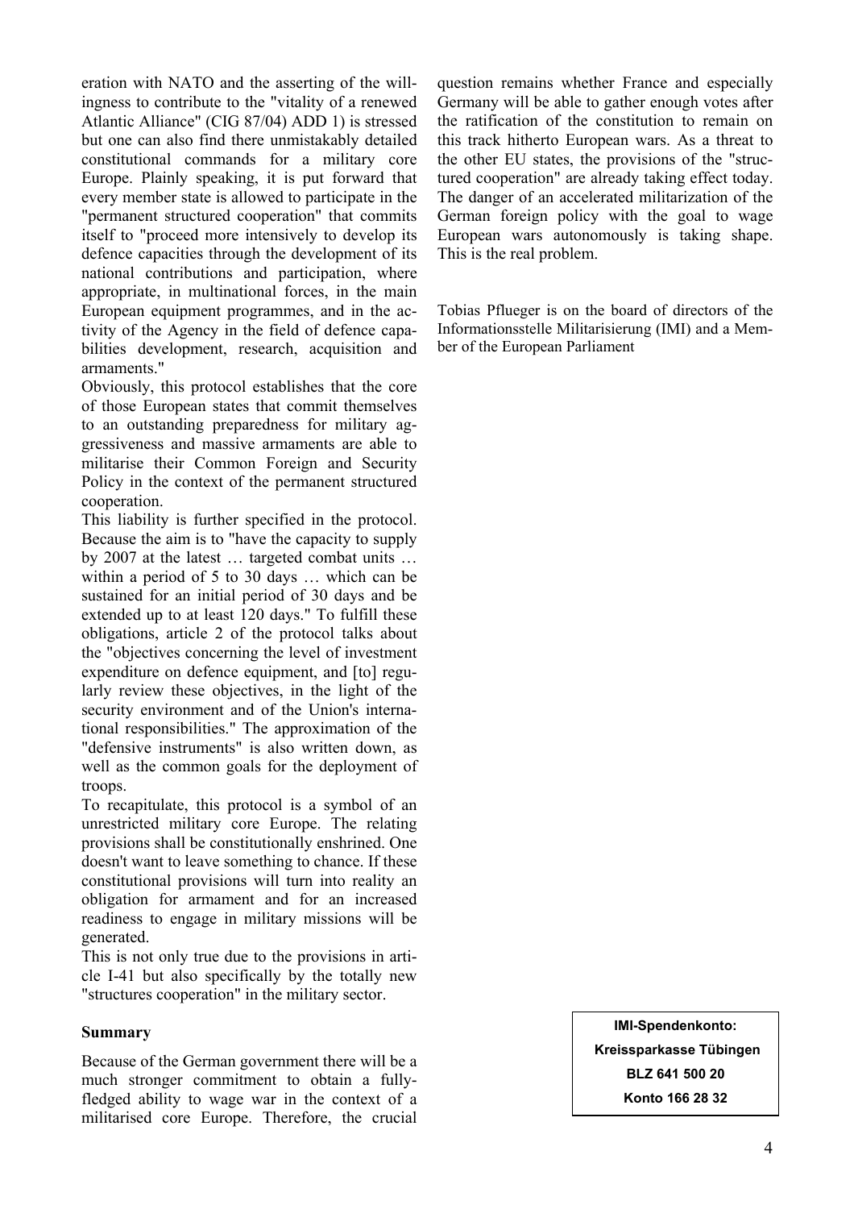eration with NATO and the asserting of the willingness to contribute to the "vitality of a renewed Atlantic Alliance" (CIG 87/04) ADD 1) is stressed but one can also find there unmistakably detailed constitutional commands for a military core Europe. Plainly speaking, it is put forward that every member state is allowed to participate in the "permanent structured cooperation" that commits itself to "proceed more intensively to develop its defence capacities through the development of its national contributions and participation, where appropriate, in multinational forces, in the main European equipment programmes, and in the activity of the Agency in the field of defence capabilities development, research, acquisition and armaments."

Obviously, this protocol establishes that the core of those European states that commit themselves to an outstanding preparedness for military aggressiveness and massive armaments are able to militarise their Common Foreign and Security Policy in the context of the permanent structured cooperation.

This liability is further specified in the protocol. Because the aim is to "have the capacity to supply by 2007 at the latest … targeted combat units … within a period of 5 to 30 days … which can be sustained for an initial period of 30 days and be extended up to at least 120 days." To fulfill these obligations, article 2 of the protocol talks about the "objectives concerning the level of investment expenditure on defence equipment, and [to] regularly review these objectives, in the light of the security environment and of the Union's international responsibilities." The approximation of the "defensive instruments" is also written down, as well as the common goals for the deployment of troops.

To recapitulate, this protocol is a symbol of an unrestricted military core Europe. The relating provisions shall be constitutionally enshrined. One doesn't want to leave something to chance. If these constitutional provisions will turn into reality an obligation for armament and for an increased readiness to engage in military missions will be generated.

This is not only true due to the provisions in article I-41 but also specifically by the totally new "structures cooperation" in the military sector.

## Summary

Because of the German government there will be a much stronger commitment to obtain a fully-fledged ability to wage war in the context of a militarised core Europe. Therefore, the crucial question remains whether France and especially Germany will be able to gather enough votes after the ratification of the constitution to remain on this track hitherto European wars. As a threat to the other EU states, the provisions of the "structured cooperation" are already taking effect today. The danger of an accelerated militarization of the German foreign policy with the goal to wage European wars autonomously is taking shape. This is the real problem.

Tobias Pflueger is on the board of directors of the Informationsstelle Militarisierung (IMI) and a Member of the European Parliament

**IMI-Spendenkonto:**
**Kreissparkasse Tübingen**
**BLZ 641 500 20**
**Konto 166 28 32**